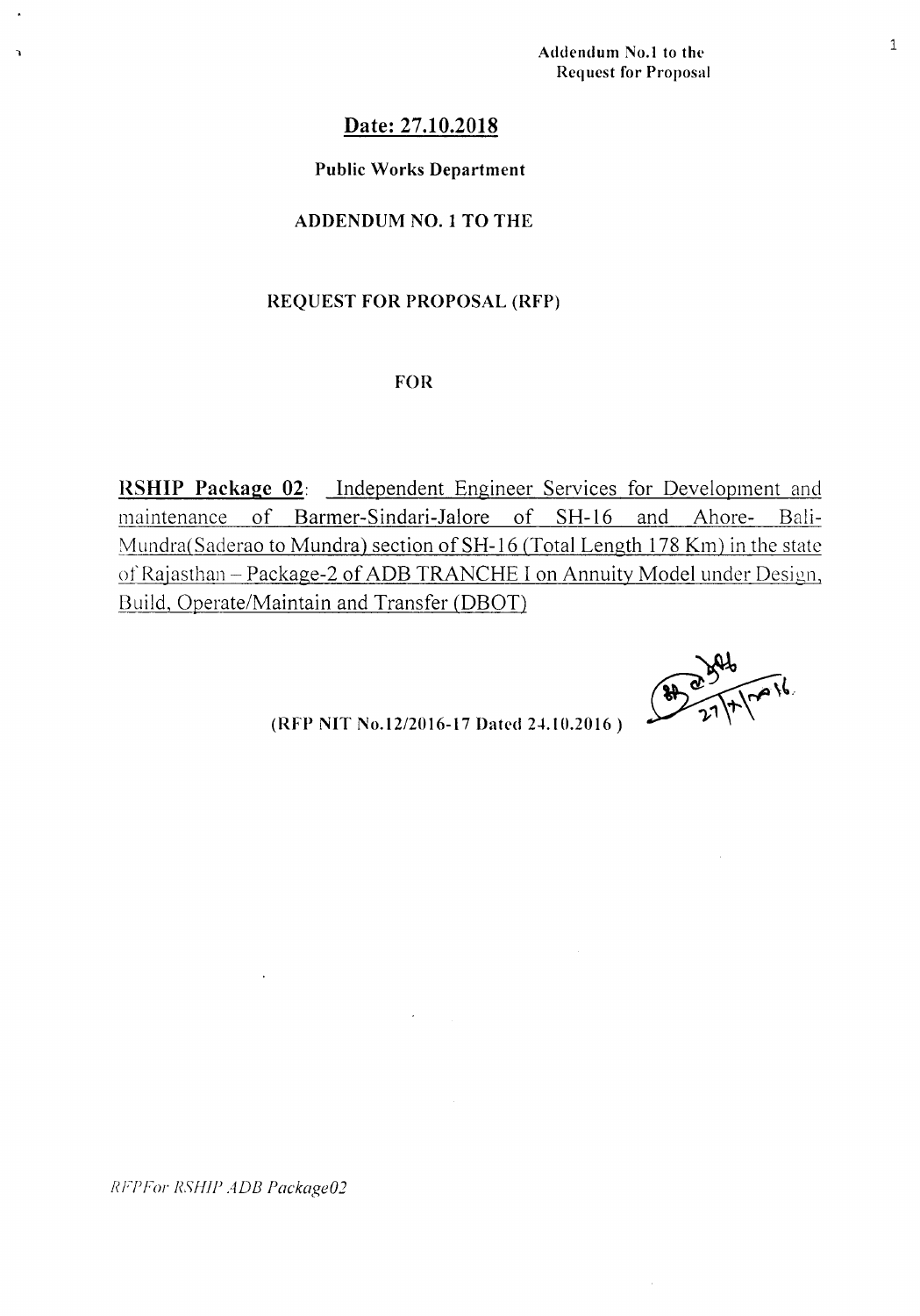Addendum No.1 to the
Request for Proposal

## Date: 27.10.2018

**Public Works Department**

**ADDENDUM NO. 1 TO THE**

**REQUEST FOR PROPOSAL (RFP)**

**FOR**

**RSHIP Package 02**: Independent Engineer Services for Development and maintenance of Barmer-Sindari-Jalore of SH-16 and Ahore- Bali-Mundra(Saderao to Mundra) section of SH-16 (Total Length 178 Km) in the state of Rajasthan – Package-2 of ADB TRANCHE I on Annuity Model under Design, Build, Operate/Maintain and Transfer (DBOT)

**(RFP NIT No.12/2016-17 Dated 24.10.2016 )**

*RFPFor RSHIP ADB Package02*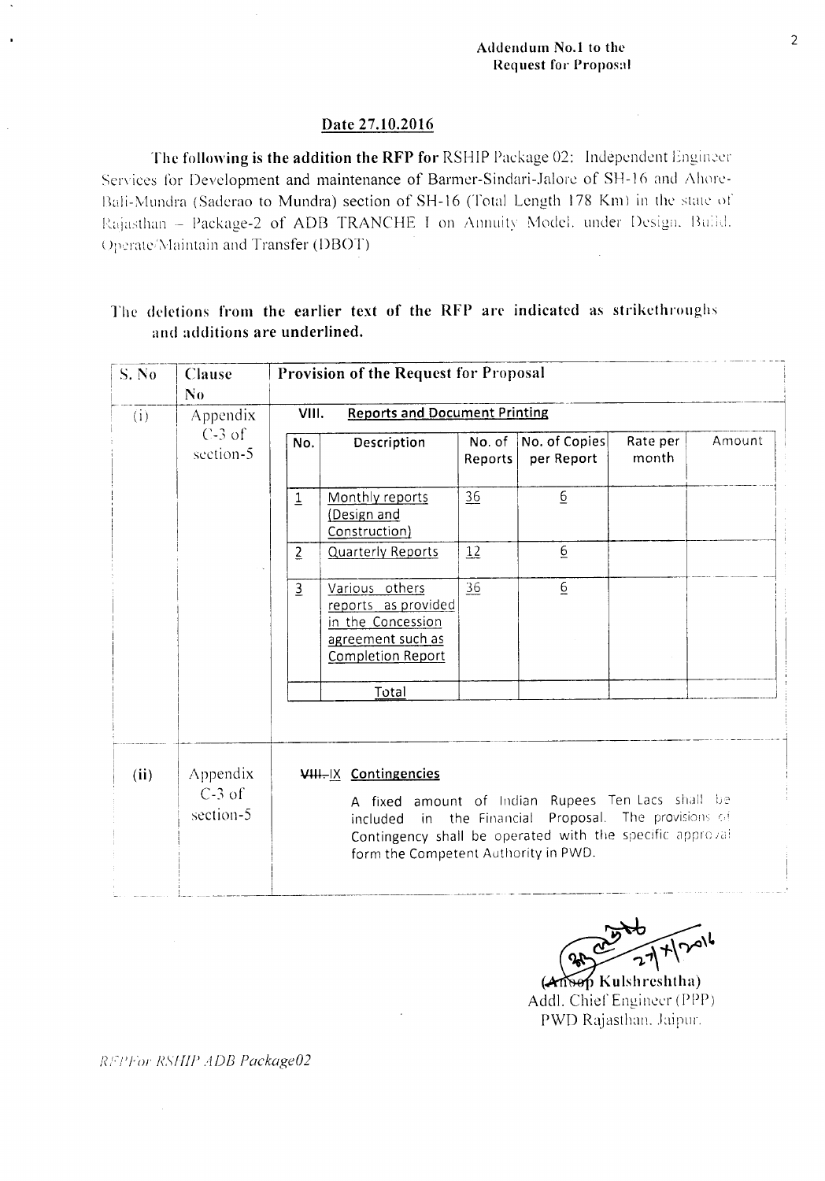**Addendum No.1 to the Request for Proposal**

**Date 27.10.2016**

**The following is the addition the RFP for** RSHIP Package 02: Independent Engineer Services for Development and maintenance of Barmer-Sindari-Jalore of SH-16 and Ahore-Bali-Mundra (Saderao to Mundra) section of SH-16 (Total Length 178 Km) in the state of Rajasthan – Package-2 of ADB TRANCHE I on Annuity Model, under Design, Build, Operate/Maintain and Transfer (DBOT)

**The deletions from the earlier text of the RFP are indicated as strikethroughs and additions are underlined.**

| S. No | Clause No | Provision of the Request for Proposal |
|---|---|---|
| (i) | Appendix C-3 of section-5 | **VIII. Reports and Document Printing** (table below) |
| (ii) | Appendix C-3 of section-5 | ~~VIII.~~ IX **Contingencies**<br>A fixed amount of Indian Rupees Ten Lacs shall be included in the Financial Proposal. The provisions of Contingency shall be operated with the specific approval form the Competent Authority in PWD. |

**VIII. Reports and Document Printing**

| No. | Description | No. of Reports | No. of Copies per Report | Rate per month | Amount |
|---|---|---|---|---|---|
| 1 | Monthly reports (Design and Construction) | 36 | 6 | | |
| 2 | Quarterly Reports | 12 | 6 | | |
| 3 | Various others reports as provided in the Concession agreement such as Completion Report | 36 | 6 | | |
| | Total | | | | |

27/X/2016

(Anoop Kulshreshtha)
Addl. Chief Engineer (PPP)
PWD Rajasthan, Jaipur.

*RFP For RSHIP ADB Package02*